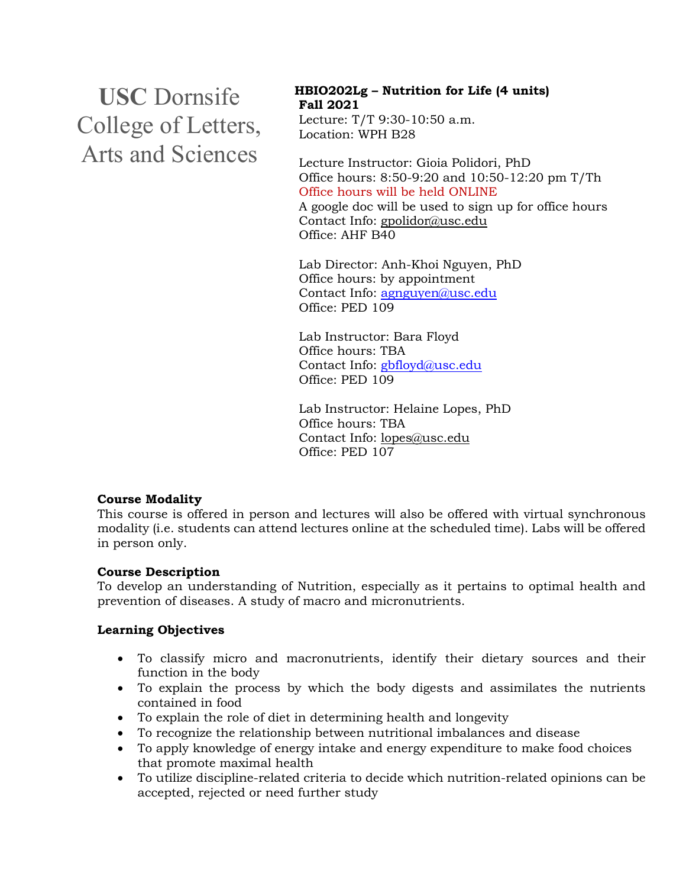# USC Dornsife College of Letters, Arts and Sciences

**HBIO202Lg – Nutrition for Life (4 units)**
**Fall 2021**
Lecture: T/T 9:30-10:50 a.m.
Location: WPH B28

Lecture Instructor: Gioia Polidori, PhD
Office hours: 8:50-9:20 and 10:50-12:20 pm T/Th
Office hours will be held ONLINE
A google doc will be used to sign up for office hours
Contact Info: gpolidor@usc.edu
Office: AHF B40

Lab Director: Anh-Khoi Nguyen, PhD
Office hours: by appointment
Contact Info: agnguyen@usc.edu
Office: PED 109

Lab Instructor: Bara Floyd
Office hours: TBA
Contact Info: gbfloyd@usc.edu
Office: PED 109

Lab Instructor: Helaine Lopes, PhD
Office hours: TBA
Contact Info: lopes@usc.edu
Office: PED 107

**Course Modality**
This course is offered in person and lectures will also be offered with virtual synchronous modality (i.e. students can attend lectures online at the scheduled time). Labs will be offered in person only.

**Course Description**
To develop an understanding of Nutrition, especially as it pertains to optimal health and prevention of diseases. A study of macro and micronutrients.

**Learning Objectives**

- To classify micro and macronutrients, identify their dietary sources and their function in the body
- To explain the process by which the body digests and assimilates the nutrients contained in food
- To explain the role of diet in determining health and longevity
- To recognize the relationship between nutritional imbalances and disease
- To apply knowledge of energy intake and energy expenditure to make food choices that promote maximal health
- To utilize discipline-related criteria to decide which nutrition-related opinions can be accepted, rejected or need further study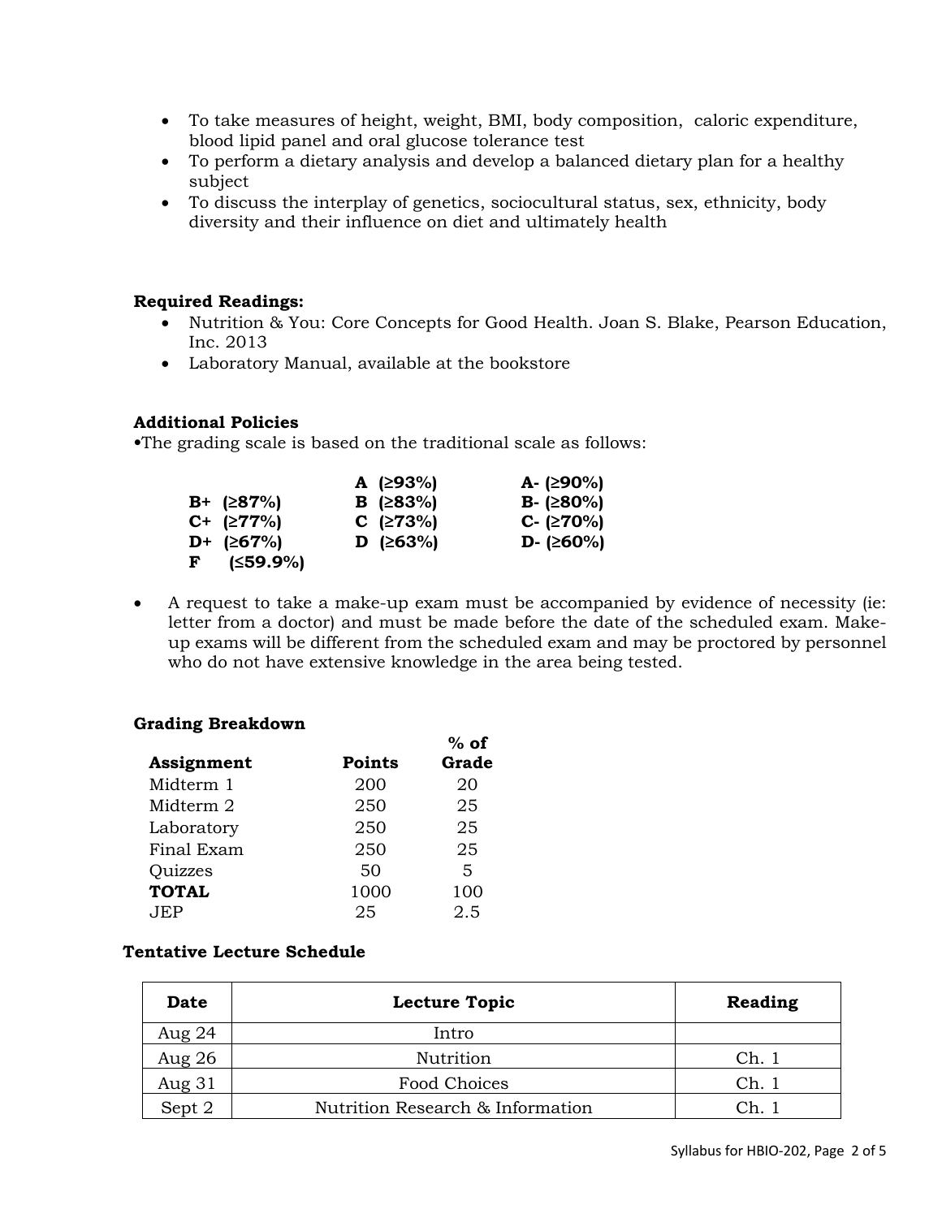- To take measures of height, weight, BMI, body composition, caloric expenditure, blood lipid panel and oral glucose tolerance test
- To perform a dietary analysis and develop a balanced dietary plan for a healthy subject
- To discuss the interplay of genetics, sociocultural status, sex, ethnicity, body diversity and their influence on diet and ultimately health

**Required Readings:**

- Nutrition & You: Core Concepts for Good Health. Joan S. Blake, Pearson Education, Inc. 2013
- Laboratory Manual, available at the bookstore

**Additional Policies**

•The grading scale is based on the traditional scale as follows:

| | | |
|---|---|---|
| | **A (≥93%)** | **A- (≥90%)** |
| **B+ (≥87%)** | **B (≥83%)** | **B- (≥80%)** |
| **C+ (≥77%)** | **C (≥73%)** | **C- (≥70%)** |
| **D+ (≥67%)** | **D (≥63%)** | **D- (≥60%)** |
| **F (≤59.9%)** | | |

- A request to take a make-up exam must be accompanied by evidence of necessity (ie: letter from a doctor) and must be made before the date of the scheduled exam. Make-up exams will be different from the scheduled exam and may be proctored by personnel who do not have extensive knowledge in the area being tested.

**Grading Breakdown**

| **Assignment** | **Points** | **% of Grade** |
|---|---|---|
| Midterm 1 | 200 | 20 |
| Midterm 2 | 250 | 25 |
| Laboratory | 250 | 25 |
| Final Exam | 250 | 25 |
| Quizzes | 50 | 5 |
| **TOTAL** | 1000 | 100 |
| JEP | 25 | 2.5 |

**Tentative Lecture Schedule**

| Date | Lecture Topic | Reading |
|---|---|---|
| Aug 24 | Intro | |
| Aug 26 | Nutrition | Ch. 1 |
| Aug 31 | Food Choices | Ch. 1 |
| Sept 2 | Nutrition Research & Information | Ch. 1 |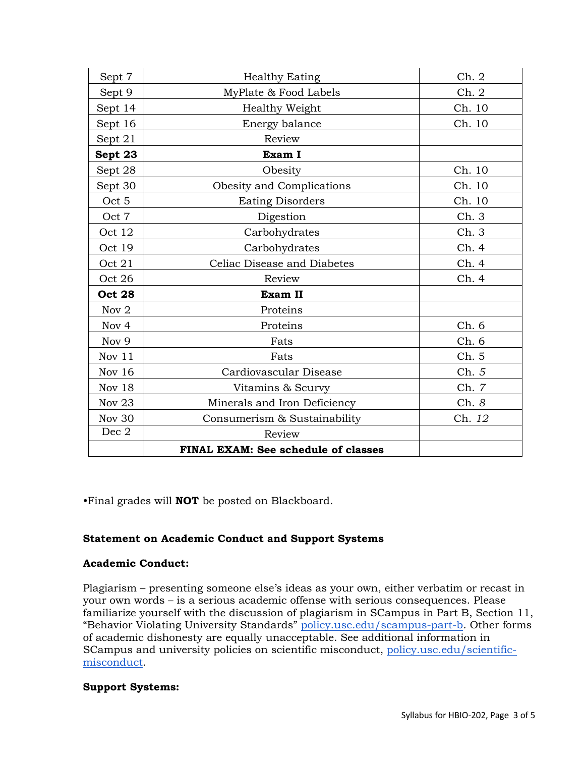| Sept 7 | Healthy Eating | Ch. 2 |
|---|---|---|
| Sept 9 | MyPlate & Food Labels | Ch. 2 |
| Sept 14 | Healthy Weight | Ch. 10 |
| Sept 16 | Energy balance | Ch. 10 |
| Sept 21 | Review | |
| **Sept 23** | **Exam I** | |
| Sept 28 | Obesity | Ch. 10 |
| Sept 30 | Obesity and Complications | Ch. 10 |
| Oct 5 | Eating Disorders | Ch. 10 |
| Oct 7 | Digestion | Ch. 3 |
| Oct 12 | Carbohydrates | Ch. 3 |
| Oct 19 | Carbohydrates | Ch. 4 |
| Oct 21 | Celiac Disease and Diabetes | Ch. 4 |
| Oct 26 | Review | Ch. 4 |
| **Oct 28** | **Exam II** | |
| Nov 2 | Proteins | |
| Nov 4 | Proteins | Ch. 6 |
| Nov 9 | Fats | Ch. 6 |
| Nov 11 | Fats | Ch. 5 |
| Nov 16 | Cardiovascular Disease | Ch. *5* |
| Nov 18 | Vitamins & Scurvy | Ch. *7* |
| Nov 23 | Minerals and Iron Deficiency | Ch. *8* |
| Nov 30 | Consumerism & Sustainability | Ch. *12* |
| Dec 2 | Review | |
| | **FINAL EXAM: See schedule of classes** | |

•Final grades will **NOT** be posted on Blackboard.

**Statement on Academic Conduct and Support Systems**

**Academic Conduct:**

Plagiarism – presenting someone else's ideas as your own, either verbatim or recast in your own words – is a serious academic offense with serious consequences. Please familiarize yourself with the discussion of plagiarism in SCampus in Part B, Section 11, "Behavior Violating University Standards" policy.usc.edu/scampus-part-b. Other forms of academic dishonesty are equally unacceptable. See additional information in SCampus and university policies on scientific misconduct, policy.usc.edu/scientific-misconduct.

**Support Systems:**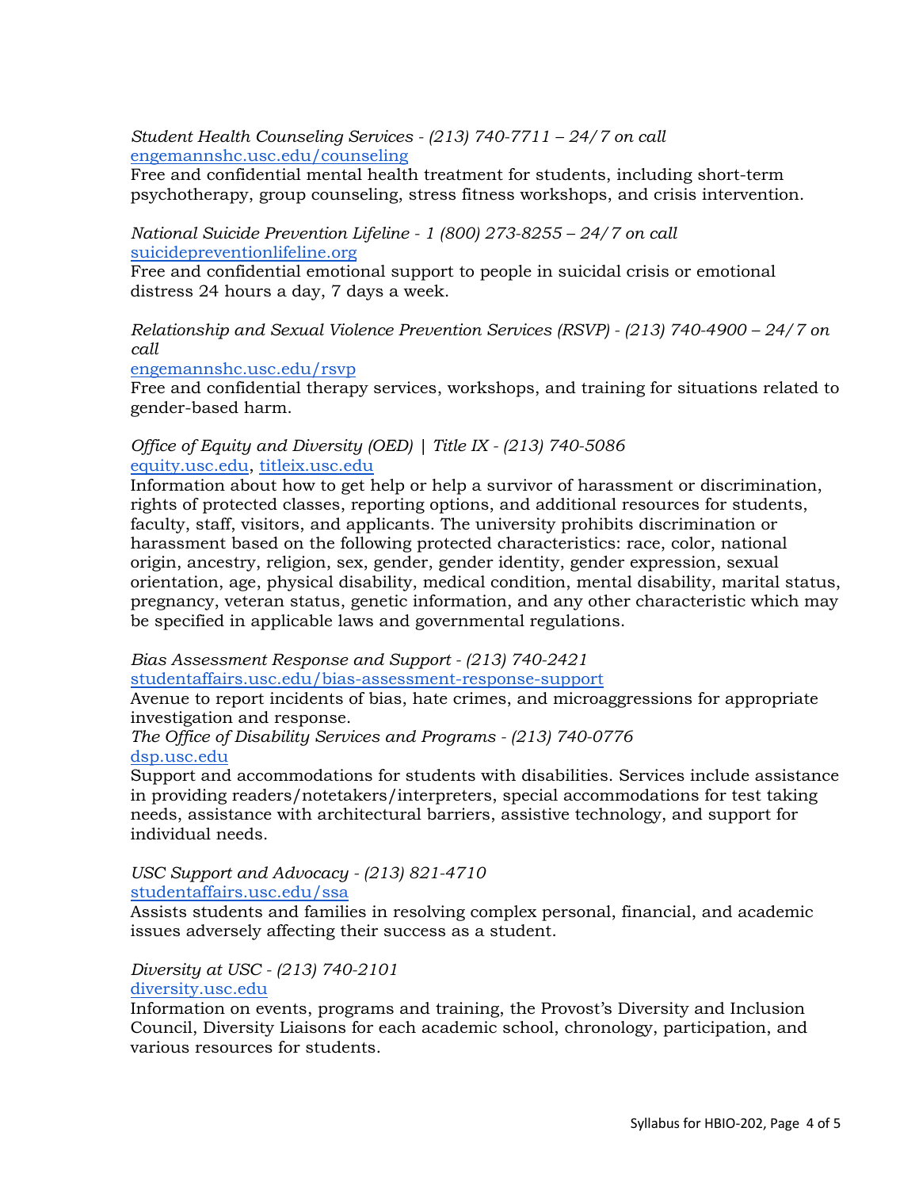*Student Health Counseling Services - (213) 740-7711 – 24/7 on call*
engemannshc.usc.edu/counseling
Free and confidential mental health treatment for students, including short-term psychotherapy, group counseling, stress fitness workshops, and crisis intervention.

*National Suicide Prevention Lifeline - 1 (800) 273-8255 – 24/7 on call*
suicidepreventionlifeline.org
Free and confidential emotional support to people in suicidal crisis or emotional distress 24 hours a day, 7 days a week.

*Relationship and Sexual Violence Prevention Services (RSVP) - (213) 740-4900 – 24/7 on call*
engemannshc.usc.edu/rsvp
Free and confidential therapy services, workshops, and training for situations related to gender-based harm.

*Office of Equity and Diversity (OED) | Title IX - (213) 740-5086*
equity.usc.edu, titleix.usc.edu
Information about how to get help or help a survivor of harassment or discrimination, rights of protected classes, reporting options, and additional resources for students, faculty, staff, visitors, and applicants. The university prohibits discrimination or harassment based on the following protected characteristics: race, color, national origin, ancestry, religion, sex, gender, gender identity, gender expression, sexual orientation, age, physical disability, medical condition, mental disability, marital status, pregnancy, veteran status, genetic information, and any other characteristic which may be specified in applicable laws and governmental regulations.

*Bias Assessment Response and Support - (213) 740-2421*
studentaffairs.usc.edu/bias-assessment-response-support
Avenue to report incidents of bias, hate crimes, and microaggressions for appropriate investigation and response.

*The Office of Disability Services and Programs - (213) 740-0776*
dsp.usc.edu
Support and accommodations for students with disabilities. Services include assistance in providing readers/notetakers/interpreters, special accommodations for test taking needs, assistance with architectural barriers, assistive technology, and support for individual needs.

*USC Support and Advocacy - (213) 821-4710*
studentaffairs.usc.edu/ssa
Assists students and families in resolving complex personal, financial, and academic issues adversely affecting their success as a student.

*Diversity at USC - (213) 740-2101*
diversity.usc.edu
Information on events, programs and training, the Provost's Diversity and Inclusion Council, Diversity Liaisons for each academic school, chronology, participation, and various resources for students.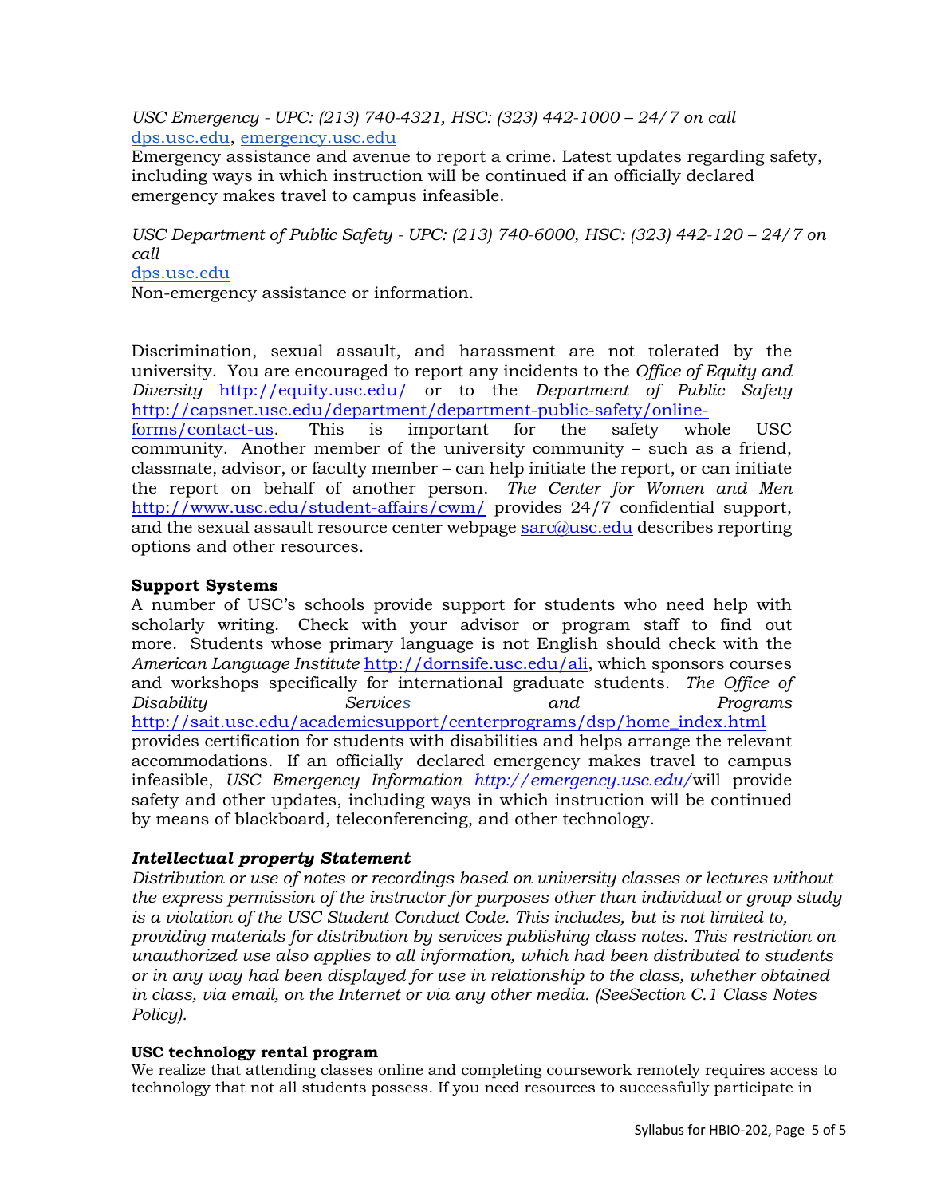*USC Emergency - UPC: (213) 740-4321, HSC: (323) 442-1000 – 24/7 on call*
[dps.usc.edu](dps.usc.edu), [emergency.usc.edu](emergency.usc.edu)
Emergency assistance and avenue to report a crime. Latest updates regarding safety, including ways in which instruction will be continued if an officially declared emergency makes travel to campus infeasible.

*USC Department of Public Safety - UPC: (213) 740-6000, HSC: (323) 442-120 – 24/7 on call*
[dps.usc.edu](dps.usc.edu)
Non-emergency assistance or information.

Discrimination, sexual assault, and harassment are not tolerated by the university. You are encouraged to report any incidents to the *Office of Equity and Diversity* http://equity.usc.edu/ or to the *Department of Public Safety* http://capsnet.usc.edu/department/department-public-safety/online-forms/contact-us. This is important for the safety whole USC community. Another member of the university community – such as a friend, classmate, advisor, or faculty member – can help initiate the report, or can initiate the report on behalf of another person. *The Center for Women and Men* http://www.usc.edu/student-affairs/cwm/ provides 24/7 confidential support, and the sexual assault resource center webpage sarc@usc.edu describes reporting options and other resources.

**Support Systems**
A number of USC's schools provide support for students who need help with scholarly writing. Check with your advisor or program staff to find out more. Students whose primary language is not English should check with the *American Language Institute* http://dornsife.usc.edu/ali, which sponsors courses and workshops specifically for international graduate students. *The Office of Disability Services and Programs* http://sait.usc.edu/academicsupport/centerprograms/dsp/home_index.html provides certification for students with disabilities and helps arrange the relevant accommodations. If an officially declared emergency makes travel to campus infeasible, *USC Emergency Information* *http://emergency.usc.edu/* will provide safety and other updates, including ways in which instruction will be continued by means of blackboard, teleconferencing, and other technology.

***Intellectual property Statement***
*Distribution or use of notes or recordings based on university classes or lectures without the express permission of the instructor for purposes other than individual or group study is a violation of the USC Student Conduct Code. This includes, but is not limited to, providing materials for distribution by services publishing class notes. This restriction on unauthorized use also applies to all information, which had been distributed to students or in any way had been displayed for use in relationship to the class, whether obtained in class, via email, on the Internet or via any other media. (SeeSection C.1 Class Notes Policy).*

**USC technology rental program**
We realize that attending classes online and completing coursework remotely requires access to technology that not all students possess. If you need resources to successfully participate in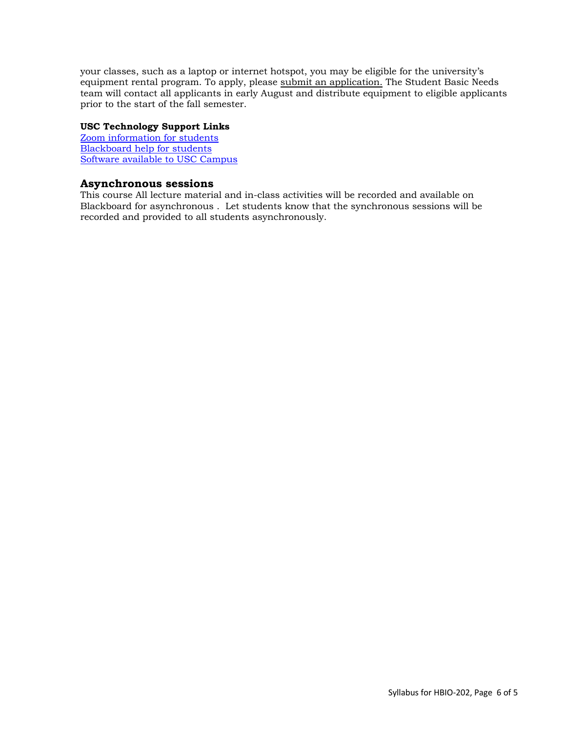your classes, such as a laptop or internet hotspot, you may be eligible for the university's equipment rental program. To apply, please submit an application. The Student Basic Needs team will contact all applicants in early August and distribute equipment to eligible applicants prior to the start of the fall semester.

**USC Technology Support Links**

Zoom information for students
Blackboard help for students
Software available to USC Campus

## Asynchronous sessions

This course All lecture material and in-class activities will be recorded and available on Blackboard for asynchronous . Let students know that the synchronous sessions will be recorded and provided to all students asynchronously.